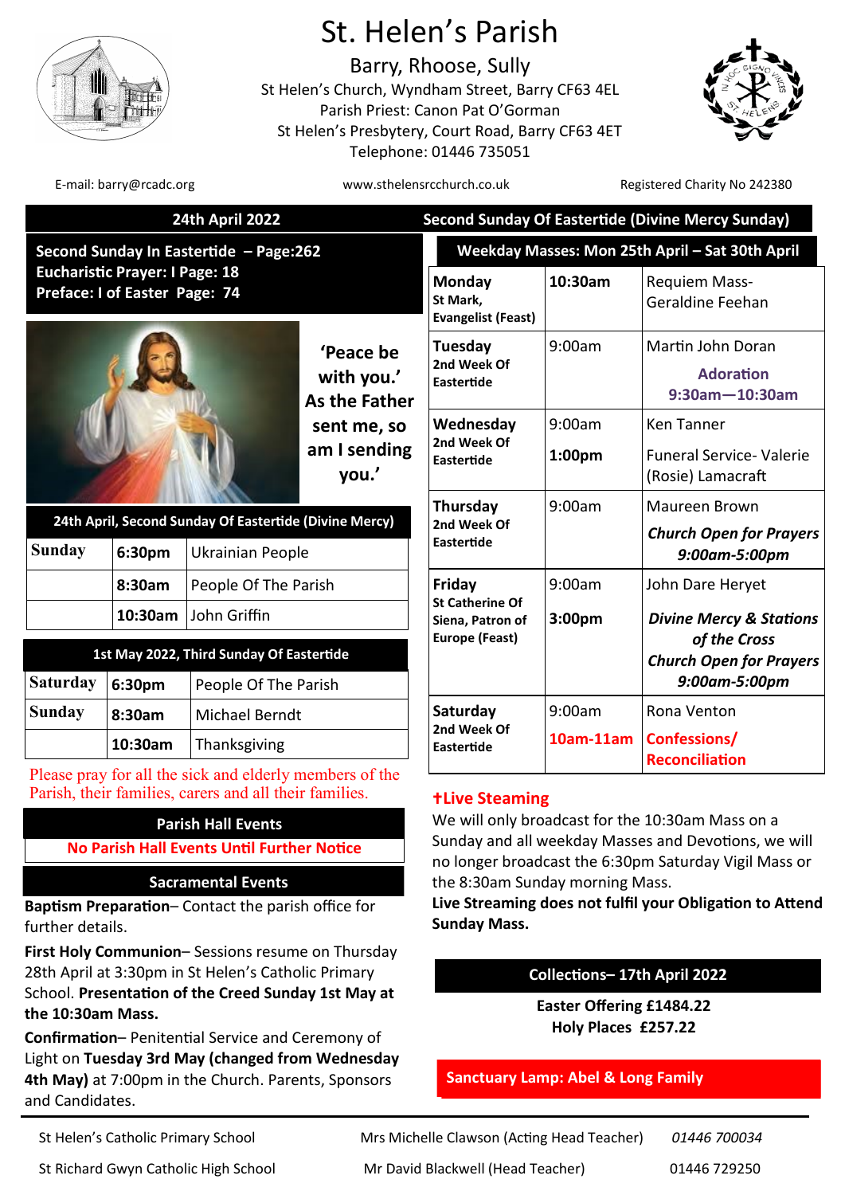# St. Helen's Parish

Barry, Rhoose, Sully
St Helen's Church, Wyndham Street, Barry CF63 4EL
Parish Priest: Canon Pat O'Gorman
St Helen's Presbytery, Court Road, Barry CF63 4ET
Telephone: 01446 735051

E-mail: barry@rcadc.org | www.sthelensrcchurch.co.uk | Registered Charity No 242380

## 24th April 2022 — Second Sunday Of Eastertide (Divine Mercy Sunday)

**Second Sunday In Eastertide – Page:262**
**Eucharistic Prayer: I Page: 18**
**Preface: I of Easter Page: 74**

**'Peace be with you.' As the Father sent me, so am I sending you.'**

| 24th April, Second Sunday Of Eastertide (Divine Mercy) | | |
|---|---|---|
| Sunday | 6:30pm | Ukrainian People |
| | 8:30am | People Of The Parish |
| | 10:30am | John Griffin |

| 1st May 2022, Third Sunday Of Eastertide | | |
|---|---|---|
| Saturday | 6:30pm | People Of The Parish |
| Sunday | 8:30am | Michael Berndt |
| | 10:30am | Thanksgiving |

Please pray for all the sick and elderly members of the Parish, their families, carers and all their families.

### Parish Hall Events

No Parish Hall Events Until Further Notice

### Sacramental Events

**Baptism Preparation**– Contact the parish office for further details.

**First Holy Communion**– Sessions resume on Thursday 28th April at 3:30pm in St Helen's Catholic Primary School. **Presentation of the Creed Sunday 1st May at the 10:30am Mass.**

**Confirmation**– Penitential Service and Ceremony of Light on **Tuesday 3rd May (changed from Wednesday 4th May)** at 7:00pm in the Church. Parents, Sponsors and Candidates.

### Weekday Masses: Mon 25th April – Sat 30th April

| Day | Time | Intention |
|---|---|---|
| **Monday** St Mark, Evangelist (Feast) | 10:30am | Requiem Mass- Geraldine Feehan |
| **Tuesday** 2nd Week Of Eastertide | 9:00am | Martin John Doran<br>Adoration 9:30am—10:30am |
| **Wednesday** 2nd Week Of Eastertide | 9:00am<br>1:00pm | Ken Tanner<br>Funeral Service- Valerie (Rosie) Lamacraft |
| **Thursday** 2nd Week Of Eastertide | 9:00am | Maureen Brown<br>*Church Open for Prayers 9:00am-5:00pm* |
| **Friday** St Catherine Of Siena, Patron of Europe (Feast) | 9:00am<br>3:00pm | John Dare Heryet<br>*Divine Mercy & Stations of the Cross*<br>*Church Open for Prayers 9:00am-5:00pm* |
| **Saturday** 2nd Week Of Eastertide | 9:00am<br>10am-11am | Rona Venton<br>Confessions/ Reconciliation |

### ✝Live Steaming

We will only broadcast for the 10:30am Mass on a Sunday and all weekday Masses and Devotions, we will no longer broadcast the 6:30pm Saturday Vigil Mass or the 8:30am Sunday morning Mass.
**Live Streaming does not fulfil your Obligation to Attend Sunday Mass.**

### Collections– 17th April 2022

**Easter Offering £1484.22**
**Holy Places £257.22**

**Sanctuary Lamp: Abel & Long Family**

| | | |
|---|---|---|
| St Helen's Catholic Primary School | Mrs Michelle Clawson (Acting Head Teacher) | *01446 700034* |
| St Richard Gwyn Catholic High School | Mr David Blackwell (Head Teacher) | 01446 729250 |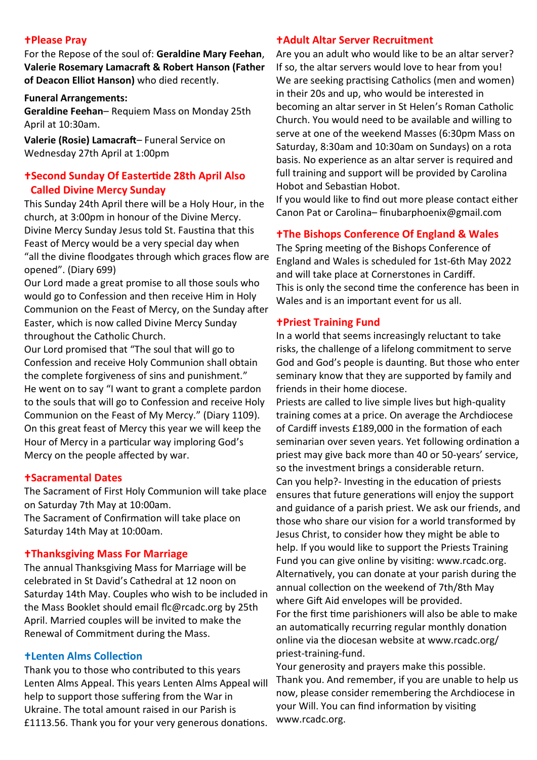## ✝Please Pray

For the Repose of the soul of: **Geraldine Mary Feehan**, **Valerie Rosemary Lamacraft & Robert Hanson (Father of Deacon Elliot Hanson)** who died recently.

**Funeral Arrangements:**

**Geraldine Feehan**– Requiem Mass on Monday 25th April at 10:30am.

**Valerie (Rosie) Lamacraft**– Funeral Service on Wednesday 27th April at 1:00pm

## ✝Second Sunday Of Eastertide 28th April Also Called Divine Mercy Sunday

This Sunday 24th April there will be a Holy Hour, in the church, at 3:00pm in honour of the Divine Mercy. Divine Mercy Sunday Jesus told St. Faustina that this Feast of Mercy would be a very special day when "all the divine floodgates through which graces flow are opened". (Diary 699)

Our Lord made a great promise to all those souls who would go to Confession and then receive Him in Holy Communion on the Feast of Mercy, on the Sunday after Easter, which is now called Divine Mercy Sunday throughout the Catholic Church.

Our Lord promised that "The soul that will go to Confession and receive Holy Communion shall obtain the complete forgiveness of sins and punishment." He went on to say "I want to grant a complete pardon to the souls that will go to Confession and receive Holy Communion on the Feast of My Mercy." (Diary 1109). On this great feast of Mercy this year we will keep the Hour of Mercy in a particular way imploring God's Mercy on the people affected by war.

## ✝Sacramental Dates

The Sacrament of First Holy Communion will take place on Saturday 7th May at 10:00am.

The Sacrament of Confirmation will take place on Saturday 14th May at 10:00am.

## ✝Thanksgiving Mass For Marriage

The annual Thanksgiving Mass for Marriage will be celebrated in St David's Cathedral at 12 noon on Saturday 14th May. Couples who wish to be included in the Mass Booklet should email flc@rcadc.org by 25th April. Married couples will be invited to make the Renewal of Commitment during the Mass.

## ✝Lenten Alms Collection

Thank you to those who contributed to this years Lenten Alms Appeal. This years Lenten Alms Appeal will help to support those suffering from the War in Ukraine. The total amount raised in our Parish is £1113.56. Thank you for your very generous donations.

## ✝Adult Altar Server Recruitment

Are you an adult who would like to be an altar server? If so, the altar servers would love to hear from you! We are seeking practising Catholics (men and women) in their 20s and up, who would be interested in becoming an altar server in St Helen's Roman Catholic Church. You would need to be available and willing to serve at one of the weekend Masses (6:30pm Mass on Saturday, 8:30am and 10:30am on Sundays) on a rota basis. No experience as an altar server is required and full training and support will be provided by Carolina Hobot and Sebastian Hobot.

If you would like to find out more please contact either Canon Pat or Carolina– finubarphoenix@gmail.com

## ✝The Bishops Conference Of England & Wales

The Spring meeting of the Bishops Conference of England and Wales is scheduled for 1st-6th May 2022 and will take place at Cornerstones in Cardiff.

This is only the second time the conference has been in Wales and is an important event for us all.

## ✝Priest Training Fund

In a world that seems increasingly reluctant to take risks, the challenge of a lifelong commitment to serve God and God's people is daunting. But those who enter seminary know that they are supported by family and friends in their home diocese.

Priests are called to live simple lives but high-quality training comes at a price. On average the Archdiocese of Cardiff invests £189,000 in the formation of each seminarian over seven years. Yet following ordination a priest may give back more than 40 or 50-years' service, so the investment brings a considerable return.

Can you help?- Investing in the education of priests ensures that future generations will enjoy the support and guidance of a parish priest. We ask our friends, and those who share our vision for a world transformed by Jesus Christ, to consider how they might be able to help. If you would like to support the Priests Training Fund you can give online by visiting: www.rcadc.org. Alternatively, you can donate at your parish during the annual collection on the weekend of 7th/8th May where Gift Aid envelopes will be provided.

For the first time parishioners will also be able to make an automatically recurring regular monthly donation online via the diocesan website at www.rcadc.org/priest-training-fund.

Your generosity and prayers make this possible. Thank you. And remember, if you are unable to help us now, please consider remembering the Archdiocese in your Will. You can find information by visiting www.rcadc.org.